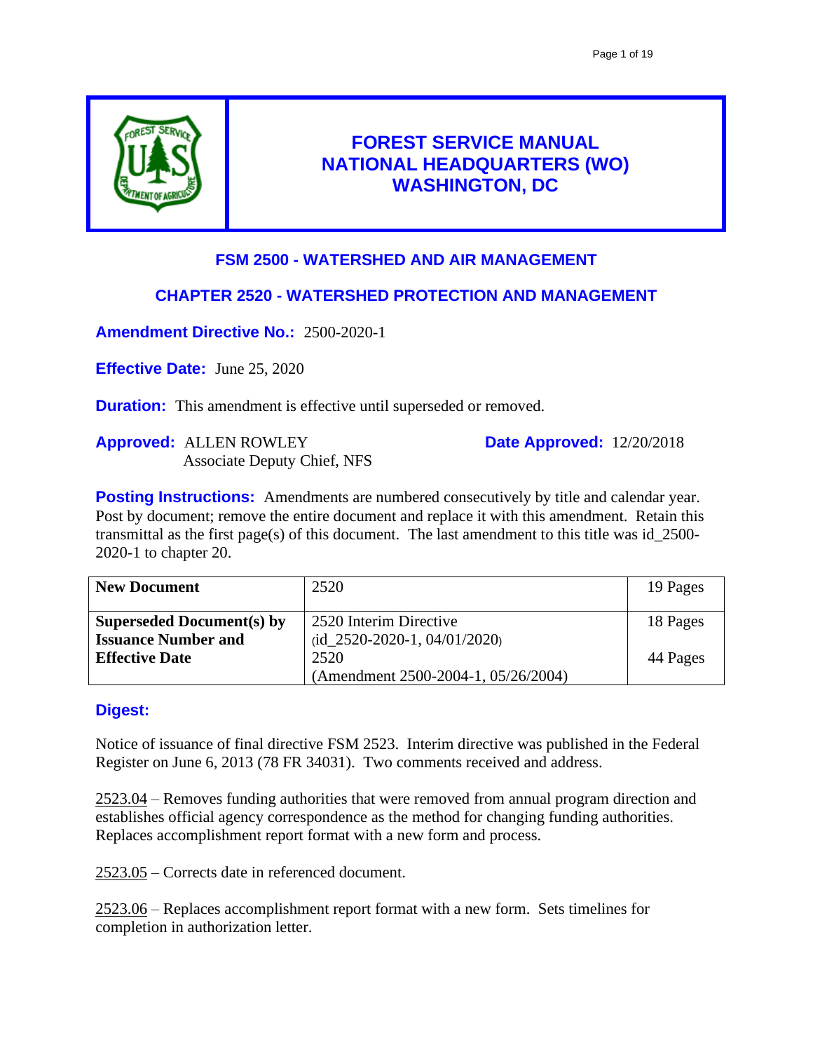# FOREST SERVICE MANUAL
# NATIONAL HEADQUARTERS (WO)
# WASHINGTON, DC

## FSM 2500 - WATERSHED AND AIR MANAGEMENT

## CHAPTER 2520 - WATERSHED PROTECTION AND MANAGEMENT

**Amendment Directive No.:** 2500-2020-1

**Effective Date:** June 25, 2020

**Duration:** This amendment is effective until superseded or removed.

**Approved:** ALLEN ROWLEY
Associate Deputy Chief, NFS

**Date Approved:** 12/20/2018

**Posting Instructions:** Amendments are numbered consecutively by title and calendar year. Post by document; remove the entire document and replace it with this amendment. Retain this transmittal as the first page(s) of this document. The last amendment to this title was id_2500-2020-1 to chapter 20.

| | | |
|---|---|---|
| **New Document** | 2520 | 19 Pages |
| **Superseded Document(s) by Issuance Number and Effective Date** | 2520 Interim Directive (id_2520-2020-1, 04/01/2020) | 18 Pages |
| | 2520 (Amendment 2500-2004-1, 05/26/2004) | 44 Pages |

### Digest:

Notice of issuance of final directive FSM 2523. Interim directive was published in the Federal Register on June 6, 2013 (78 FR 34031). Two comments received and address.

2523.04 – Removes funding authorities that were removed from annual program direction and establishes official agency correspondence as the method for changing funding authorities. Replaces accomplishment report format with a new form and process.

2523.05 – Corrects date in referenced document.

2523.06 – Replaces accomplishment report format with a new form. Sets timelines for completion in authorization letter.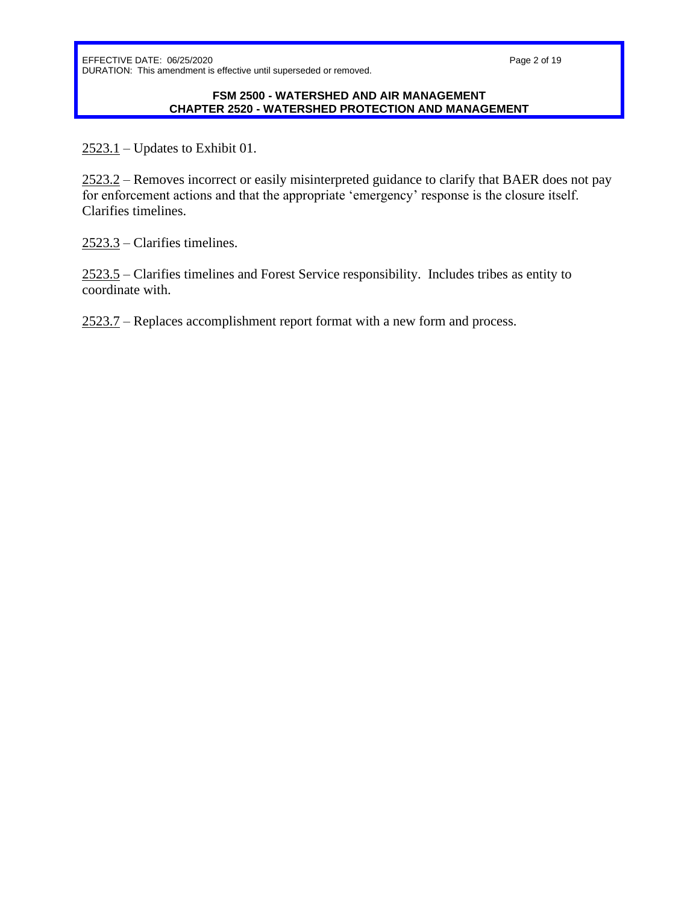2523.1 – Updates to Exhibit 01.

2523.2 – Removes incorrect or easily misinterpreted guidance to clarify that BAER does not pay for enforcement actions and that the appropriate 'emergency' response is the closure itself. Clarifies timelines.

2523.3 – Clarifies timelines.

2523.5 – Clarifies timelines and Forest Service responsibility. Includes tribes as entity to coordinate with.

2523.7 – Replaces accomplishment report format with a new form and process.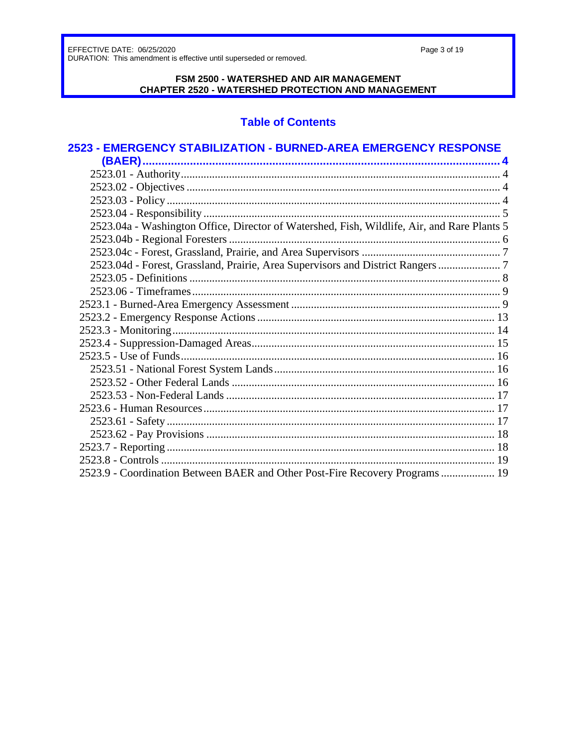## Table of Contents

**2523 - EMERGENCY STABILIZATION - BURNED-AREA EMERGENCY RESPONSE (BAER)** ........ 4

- 2523.01 - Authority ........ 4
- 2523.02 - Objectives ........ 4
- 2523.03 - Policy ........ 4
- 2523.04 - Responsibility ........ 5
- 2523.04a - Washington Office, Director of Watershed, Fish, Wildlife, Air, and Rare Plants 5
- 2523.04b - Regional Foresters ........ 6
- 2523.04c - Forest, Grassland, Prairie, and Area Supervisors ........ 7
- 2523.04d - Forest, Grassland, Prairie, Area Supervisors and District Rangers ........ 7
- 2523.05 - Definitions ........ 8
- 2523.06 - Timeframes ........ 9
- 2523.1 - Burned-Area Emergency Assessment ........ 9
- 2523.2 - Emergency Response Actions ........ 13
- 2523.3 - Monitoring ........ 14
- 2523.4 - Suppression-Damaged Areas ........ 15
- 2523.5 - Use of Funds ........ 16
- 2523.51 - National Forest System Lands ........ 16
- 2523.52 - Other Federal Lands ........ 16
- 2523.53 - Non-Federal Lands ........ 17
- 2523.6 - Human Resources ........ 17
- 2523.61 - Safety ........ 17
- 2523.62 - Pay Provisions ........ 18
- 2523.7 - Reporting ........ 18
- 2523.8 - Controls ........ 19
- 2523.9 - Coordination Between BAER and Other Post-Fire Recovery Programs ........ 19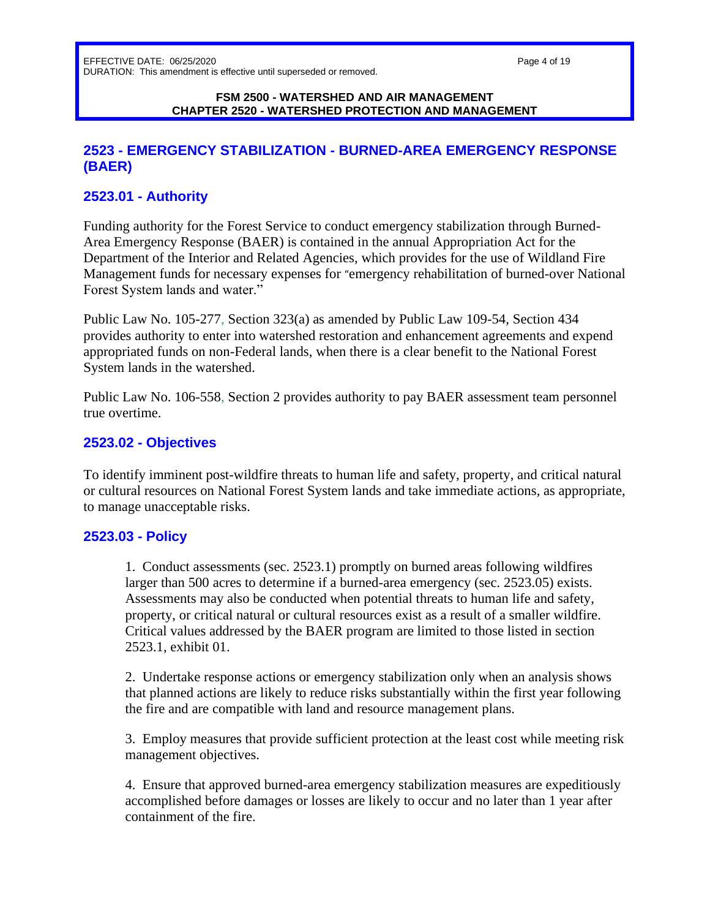## 2523 - EMERGENCY STABILIZATION - BURNED-AREA EMERGENCY RESPONSE (BAER)

### 2523.01 - Authority

Funding authority for the Forest Service to conduct emergency stabilization through Burned-Area Emergency Response (BAER) is contained in the annual Appropriation Act for the Department of the Interior and Related Agencies, which provides for the use of Wildland Fire Management funds for necessary expenses for "emergency rehabilitation of burned-over National Forest System lands and water."

Public Law No. 105-277, Section 323(a) as amended by Public Law 109-54, Section 434 provides authority to enter into watershed restoration and enhancement agreements and expend appropriated funds on non-Federal lands, when there is a clear benefit to the National Forest System lands in the watershed.

Public Law No. 106-558, Section 2 provides authority to pay BAER assessment team personnel true overtime.

### 2523.02 - Objectives

To identify imminent post-wildfire threats to human life and safety, property, and critical natural or cultural resources on National Forest System lands and take immediate actions, as appropriate, to manage unacceptable risks.

### 2523.03 - Policy

1. Conduct assessments (sec. 2523.1) promptly on burned areas following wildfires larger than 500 acres to determine if a burned-area emergency (sec. 2523.05) exists. Assessments may also be conducted when potential threats to human life and safety, property, or critical natural or cultural resources exist as a result of a smaller wildfire. Critical values addressed by the BAER program are limited to those listed in section 2523.1, exhibit 01.

2. Undertake response actions or emergency stabilization only when an analysis shows that planned actions are likely to reduce risks substantially within the first year following the fire and are compatible with land and resource management plans.

3. Employ measures that provide sufficient protection at the least cost while meeting risk management objectives.

4. Ensure that approved burned-area emergency stabilization measures are expeditiously accomplished before damages or losses are likely to occur and no later than 1 year after containment of the fire.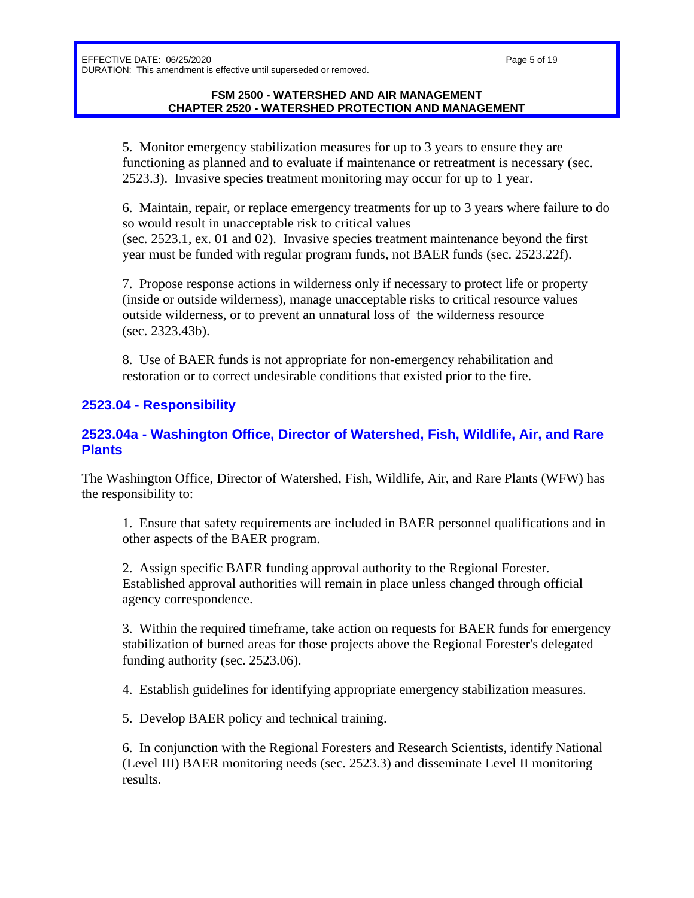5. Monitor emergency stabilization measures for up to 3 years to ensure they are functioning as planned and to evaluate if maintenance or retreatment is necessary (sec. 2523.3). Invasive species treatment monitoring may occur for up to 1 year.

6. Maintain, repair, or replace emergency treatments for up to 3 years where failure to do so would result in unacceptable risk to critical values (sec. 2523.1, ex. 01 and 02). Invasive species treatment maintenance beyond the first year must be funded with regular program funds, not BAER funds (sec. 2523.22f).

7. Propose response actions in wilderness only if necessary to protect life or property (inside or outside wilderness), manage unacceptable risks to critical resource values outside wilderness, or to prevent an unnatural loss of the wilderness resource (sec. 2323.43b).

8. Use of BAER funds is not appropriate for non-emergency rehabilitation and restoration or to correct undesirable conditions that existed prior to the fire.

## 2523.04 - Responsibility

### 2523.04a - Washington Office, Director of Watershed, Fish, Wildlife, Air, and Rare Plants

The Washington Office, Director of Watershed, Fish, Wildlife, Air, and Rare Plants (WFW) has the responsibility to:

1. Ensure that safety requirements are included in BAER personnel qualifications and in other aspects of the BAER program.

2. Assign specific BAER funding approval authority to the Regional Forester. Established approval authorities will remain in place unless changed through official agency correspondence.

3. Within the required timeframe, take action on requests for BAER funds for emergency stabilization of burned areas for those projects above the Regional Forester's delegated funding authority (sec. 2523.06).

4. Establish guidelines for identifying appropriate emergency stabilization measures.

5. Develop BAER policy and technical training.

6. In conjunction with the Regional Foresters and Research Scientists, identify National (Level III) BAER monitoring needs (sec. 2523.3) and disseminate Level II monitoring results.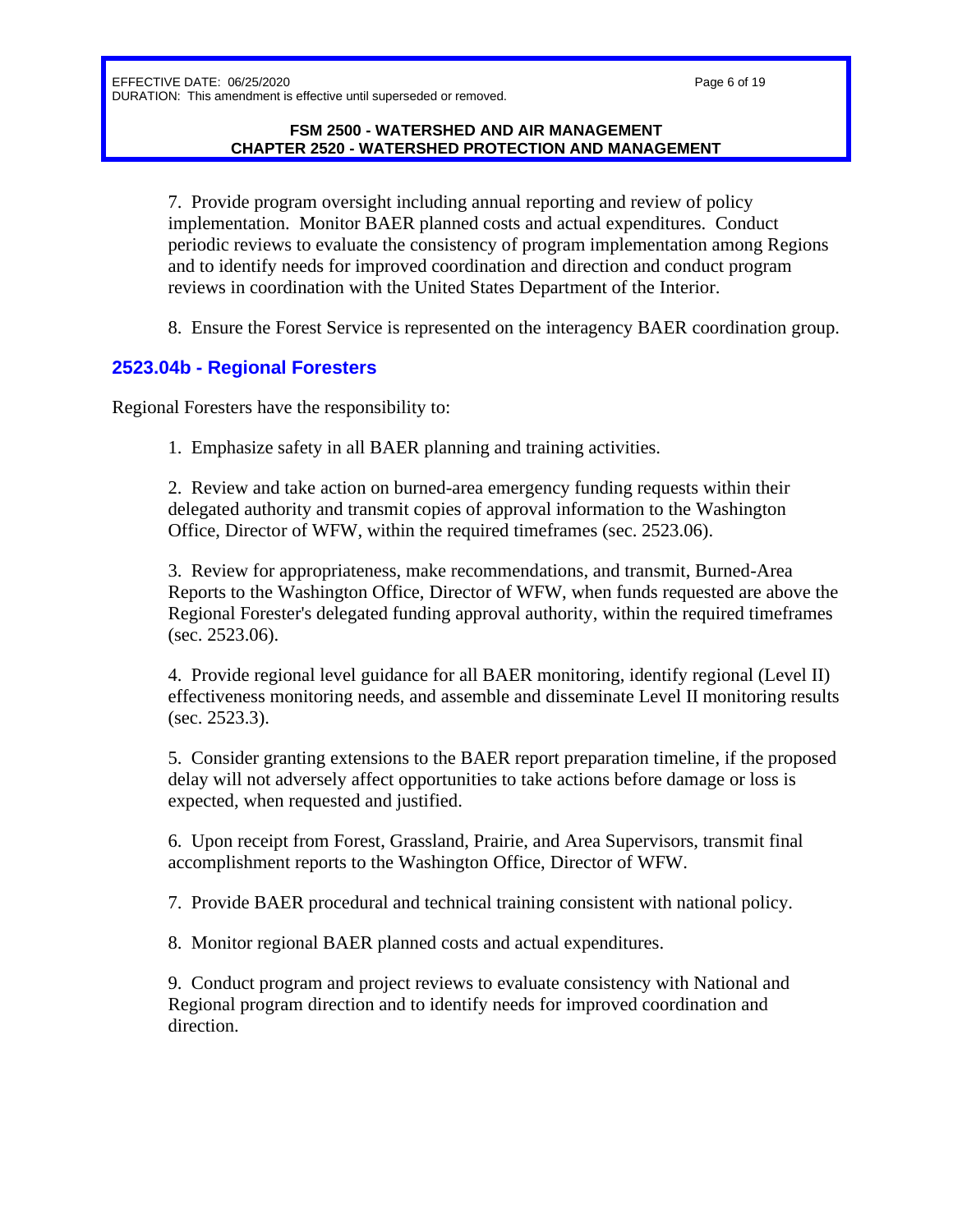7. Provide program oversight including annual reporting and review of policy implementation. Monitor BAER planned costs and actual expenditures. Conduct periodic reviews to evaluate the consistency of program implementation among Regions and to identify needs for improved coordination and direction and conduct program reviews in coordination with the United States Department of the Interior.

8. Ensure the Forest Service is represented on the interagency BAER coordination group.

## 2523.04b - Regional Foresters

Regional Foresters have the responsibility to:

1. Emphasize safety in all BAER planning and training activities.

2. Review and take action on burned-area emergency funding requests within their delegated authority and transmit copies of approval information to the Washington Office, Director of WFW, within the required timeframes (sec. 2523.06).

3. Review for appropriateness, make recommendations, and transmit, Burned-Area Reports to the Washington Office, Director of WFW, when funds requested are above the Regional Forester's delegated funding approval authority, within the required timeframes (sec. 2523.06).

4. Provide regional level guidance for all BAER monitoring, identify regional (Level II) effectiveness monitoring needs, and assemble and disseminate Level II monitoring results (sec. 2523.3).

5. Consider granting extensions to the BAER report preparation timeline, if the proposed delay will not adversely affect opportunities to take actions before damage or loss is expected, when requested and justified.

6. Upon receipt from Forest, Grassland, Prairie, and Area Supervisors, transmit final accomplishment reports to the Washington Office, Director of WFW.

7. Provide BAER procedural and technical training consistent with national policy.

8. Monitor regional BAER planned costs and actual expenditures.

9. Conduct program and project reviews to evaluate consistency with National and Regional program direction and to identify needs for improved coordination and direction.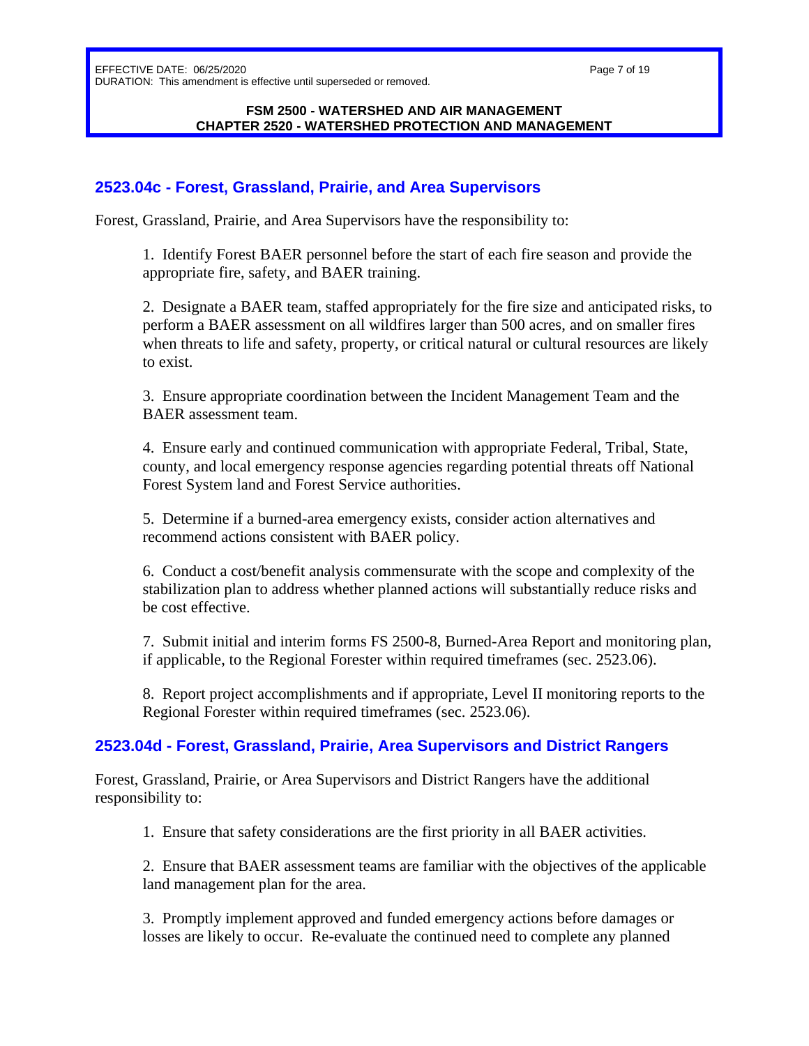## 2523.04c - Forest, Grassland, Prairie, and Area Supervisors

Forest, Grassland, Prairie, and Area Supervisors have the responsibility to:

1. Identify Forest BAER personnel before the start of each fire season and provide the appropriate fire, safety, and BAER training.

2. Designate a BAER team, staffed appropriately for the fire size and anticipated risks, to perform a BAER assessment on all wildfires larger than 500 acres, and on smaller fires when threats to life and safety, property, or critical natural or cultural resources are likely to exist.

3. Ensure appropriate coordination between the Incident Management Team and the BAER assessment team.

4. Ensure early and continued communication with appropriate Federal, Tribal, State, county, and local emergency response agencies regarding potential threats off National Forest System land and Forest Service authorities.

5. Determine if a burned-area emergency exists, consider action alternatives and recommend actions consistent with BAER policy.

6. Conduct a cost/benefit analysis commensurate with the scope and complexity of the stabilization plan to address whether planned actions will substantially reduce risks and be cost effective.

7. Submit initial and interim forms FS 2500-8, Burned-Area Report and monitoring plan, if applicable, to the Regional Forester within required timeframes (sec. 2523.06).

8. Report project accomplishments and if appropriate, Level II monitoring reports to the Regional Forester within required timeframes (sec. 2523.06).

## 2523.04d - Forest, Grassland, Prairie, Area Supervisors and District Rangers

Forest, Grassland, Prairie, or Area Supervisors and District Rangers have the additional responsibility to:

1. Ensure that safety considerations are the first priority in all BAER activities.

2. Ensure that BAER assessment teams are familiar with the objectives of the applicable land management plan for the area.

3. Promptly implement approved and funded emergency actions before damages or losses are likely to occur. Re-evaluate the continued need to complete any planned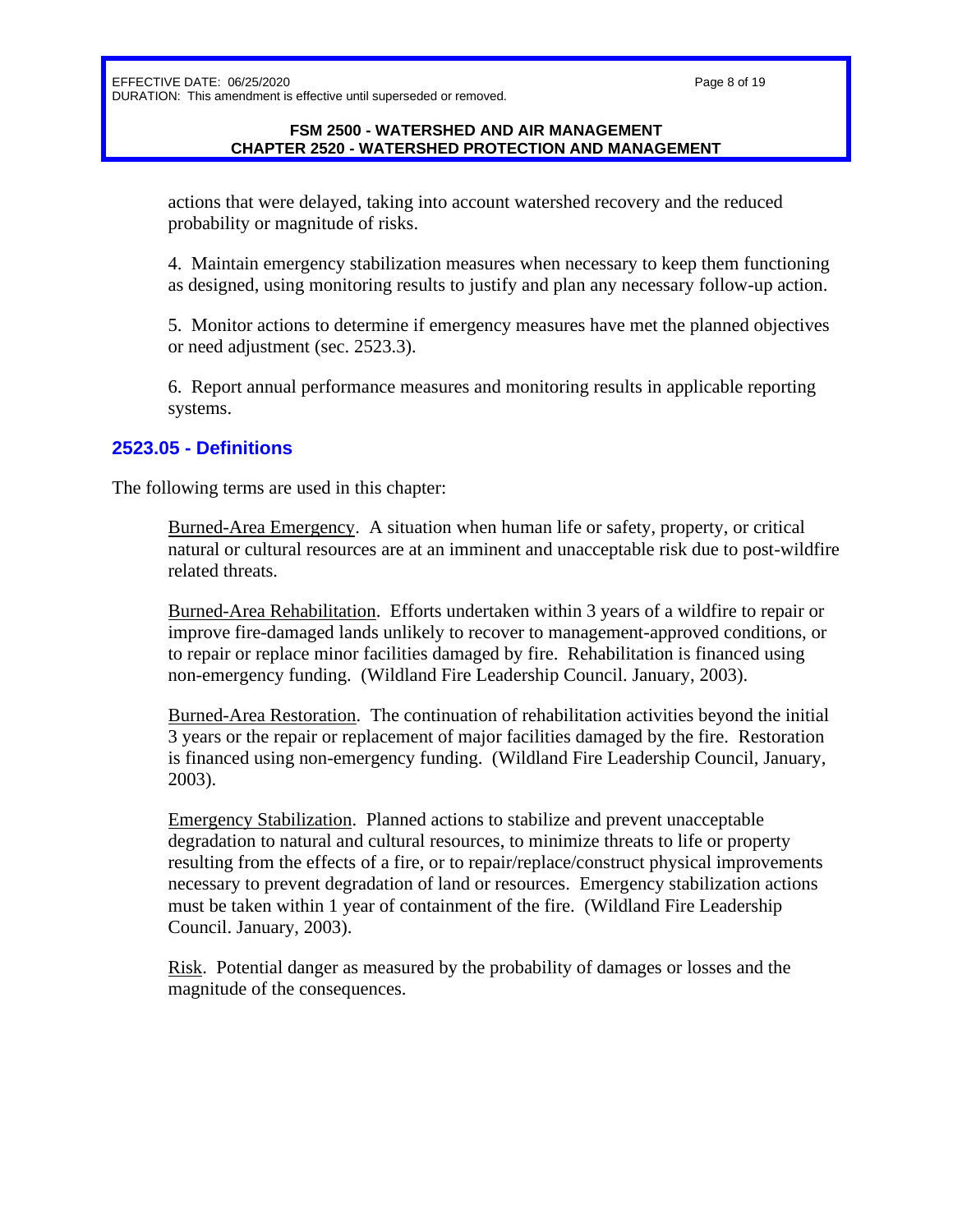actions that were delayed, taking into account watershed recovery and the reduced probability or magnitude of risks.

4. Maintain emergency stabilization measures when necessary to keep them functioning as designed, using monitoring results to justify and plan any necessary follow-up action.

5. Monitor actions to determine if emergency measures have met the planned objectives or need adjustment (sec. 2523.3).

6. Report annual performance measures and monitoring results in applicable reporting systems.

## 2523.05 - Definitions

The following terms are used in this chapter:

Burned-Area Emergency. A situation when human life or safety, property, or critical natural or cultural resources are at an imminent and unacceptable risk due to post-wildfire related threats.

Burned-Area Rehabilitation. Efforts undertaken within 3 years of a wildfire to repair or improve fire-damaged lands unlikely to recover to management-approved conditions, or to repair or replace minor facilities damaged by fire. Rehabilitation is financed using non-emergency funding. (Wildland Fire Leadership Council. January, 2003).

Burned-Area Restoration. The continuation of rehabilitation activities beyond the initial 3 years or the repair or replacement of major facilities damaged by the fire. Restoration is financed using non-emergency funding. (Wildland Fire Leadership Council, January, 2003).

Emergency Stabilization. Planned actions to stabilize and prevent unacceptable degradation to natural and cultural resources, to minimize threats to life or property resulting from the effects of a fire, or to repair/replace/construct physical improvements necessary to prevent degradation of land or resources. Emergency stabilization actions must be taken within 1 year of containment of the fire. (Wildland Fire Leadership Council. January, 2003).

Risk. Potential danger as measured by the probability of damages or losses and the magnitude of the consequences.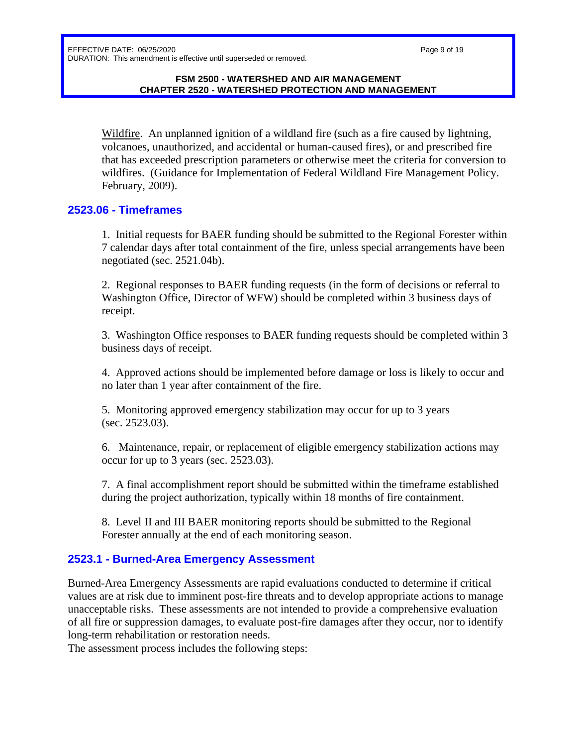Wildfire. An unplanned ignition of a wildland fire (such as a fire caused by lightning, volcanoes, unauthorized, and accidental or human-caused fires), or and prescribed fire that has exceeded prescription parameters or otherwise meet the criteria for conversion to wildfires. (Guidance for Implementation of Federal Wildland Fire Management Policy. February, 2009).

## 2523.06 - Timeframes

1. Initial requests for BAER funding should be submitted to the Regional Forester within 7 calendar days after total containment of the fire, unless special arrangements have been negotiated (sec. 2521.04b).

2. Regional responses to BAER funding requests (in the form of decisions or referral to Washington Office, Director of WFW) should be completed within 3 business days of receipt.

3. Washington Office responses to BAER funding requests should be completed within 3 business days of receipt.

4. Approved actions should be implemented before damage or loss is likely to occur and no later than 1 year after containment of the fire.

5. Monitoring approved emergency stabilization may occur for up to 3 years (sec. 2523.03).

6. Maintenance, repair, or replacement of eligible emergency stabilization actions may occur for up to 3 years (sec. 2523.03).

7. A final accomplishment report should be submitted within the timeframe established during the project authorization, typically within 18 months of fire containment.

8. Level II and III BAER monitoring reports should be submitted to the Regional Forester annually at the end of each monitoring season.

## 2523.1 - Burned-Area Emergency Assessment

Burned-Area Emergency Assessments are rapid evaluations conducted to determine if critical values are at risk due to imminent post-fire threats and to develop appropriate actions to manage unacceptable risks. These assessments are not intended to provide a comprehensive evaluation of all fire or suppression damages, to evaluate post-fire damages after they occur, nor to identify long-term rehabilitation or restoration needs.

The assessment process includes the following steps: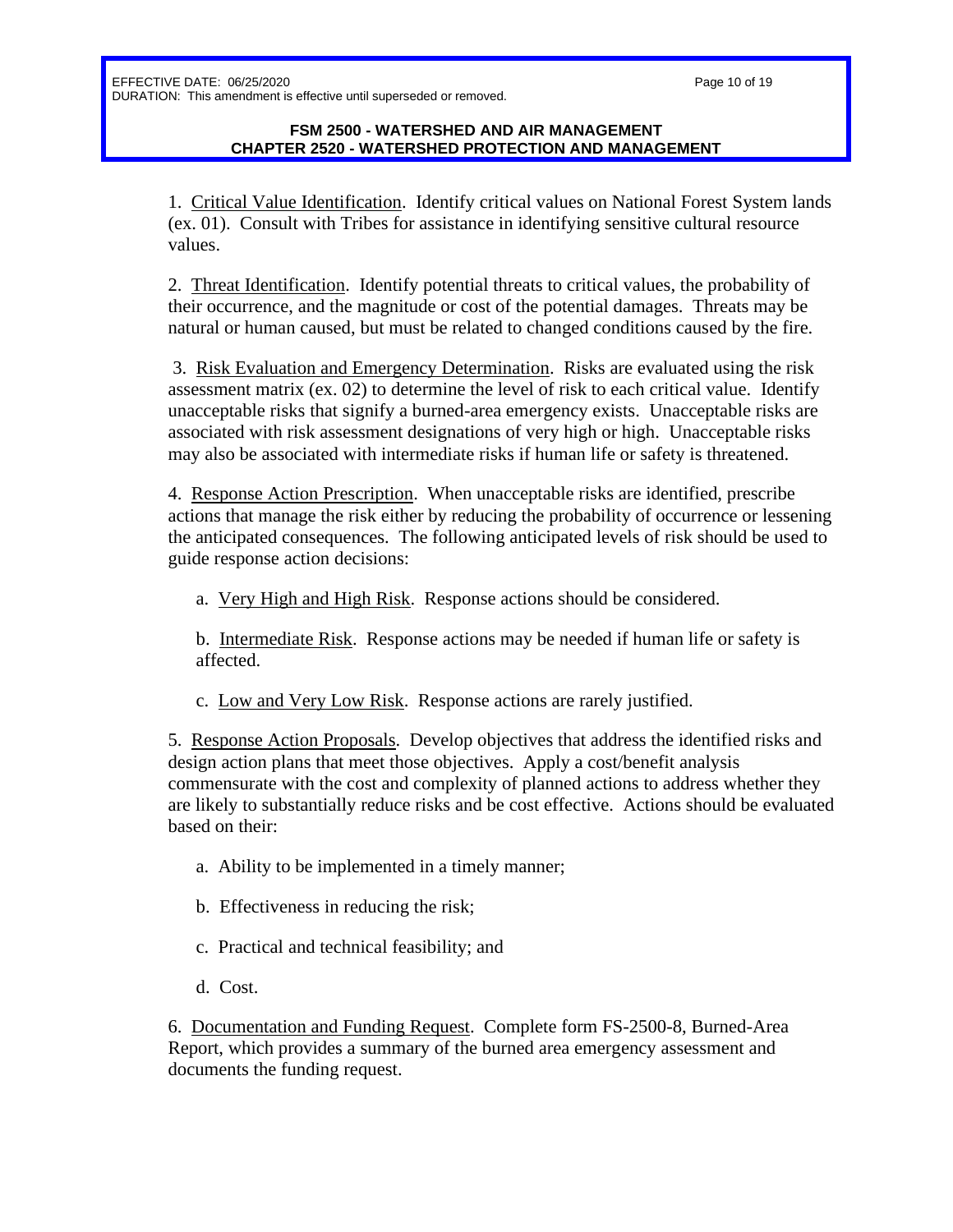1. Critical Value Identification. Identify critical values on National Forest System lands (ex. 01). Consult with Tribes for assistance in identifying sensitive cultural resource values.

2. Threat Identification. Identify potential threats to critical values, the probability of their occurrence, and the magnitude or cost of the potential damages. Threats may be natural or human caused, but must be related to changed conditions caused by the fire.

3. Risk Evaluation and Emergency Determination. Risks are evaluated using the risk assessment matrix (ex. 02) to determine the level of risk to each critical value. Identify unacceptable risks that signify a burned-area emergency exists. Unacceptable risks are associated with risk assessment designations of very high or high. Unacceptable risks may also be associated with intermediate risks if human life or safety is threatened.

4. Response Action Prescription. When unacceptable risks are identified, prescribe actions that manage the risk either by reducing the probability of occurrence or lessening the anticipated consequences. The following anticipated levels of risk should be used to guide response action decisions:

   a. Very High and High Risk. Response actions should be considered.

   b. Intermediate Risk. Response actions may be needed if human life or safety is affected.

   c. Low and Very Low Risk. Response actions are rarely justified.

5. Response Action Proposals. Develop objectives that address the identified risks and design action plans that meet those objectives. Apply a cost/benefit analysis commensurate with the cost and complexity of planned actions to address whether they are likely to substantially reduce risks and be cost effective. Actions should be evaluated based on their:

   a. Ability to be implemented in a timely manner;

   b. Effectiveness in reducing the risk;

   c. Practical and technical feasibility; and

   d. Cost.

6. Documentation and Funding Request. Complete form FS-2500-8, Burned-Area Report, which provides a summary of the burned area emergency assessment and documents the funding request.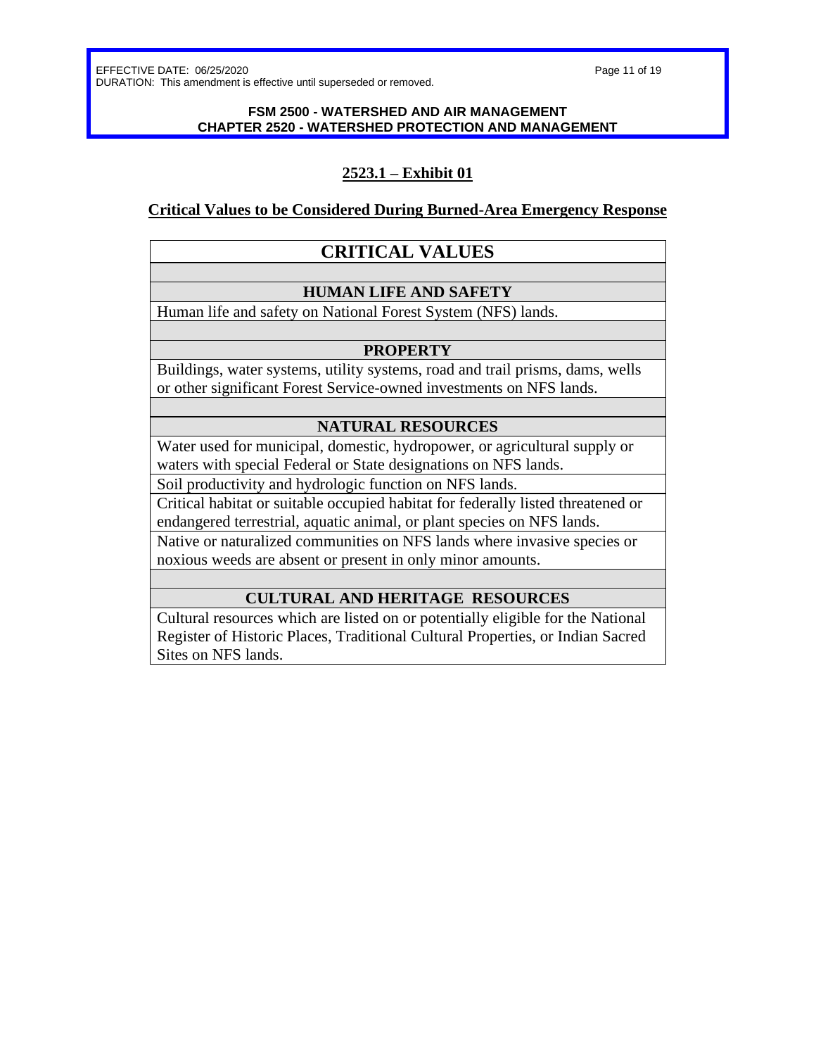## 2523.1 – Exhibit 01

### Critical Values to be Considered During Burned-Area Emergency Response

| CRITICAL VALUES |
|---|
| **HUMAN LIFE AND SAFETY** |
| Human life and safety on National Forest System (NFS) lands. |
| **PROPERTY** |
| Buildings, water systems, utility systems, road and trail prisms, dams, wells or other significant Forest Service-owned investments on NFS lands. |
| **NATURAL RESOURCES** |
| Water used for municipal, domestic, hydropower, or agricultural supply or waters with special Federal or State designations on NFS lands. |
| Soil productivity and hydrologic function on NFS lands. |
| Critical habitat or suitable occupied habitat for federally listed threatened or endangered terrestrial, aquatic animal, or plant species on NFS lands. |
| Native or naturalized communities on NFS lands where invasive species or noxious weeds are absent or present in only minor amounts. |
| **CULTURAL AND HERITAGE RESOURCES** |
| Cultural resources which are listed on or potentially eligible for the National Register of Historic Places, Traditional Cultural Properties, or Indian Sacred Sites on NFS lands. |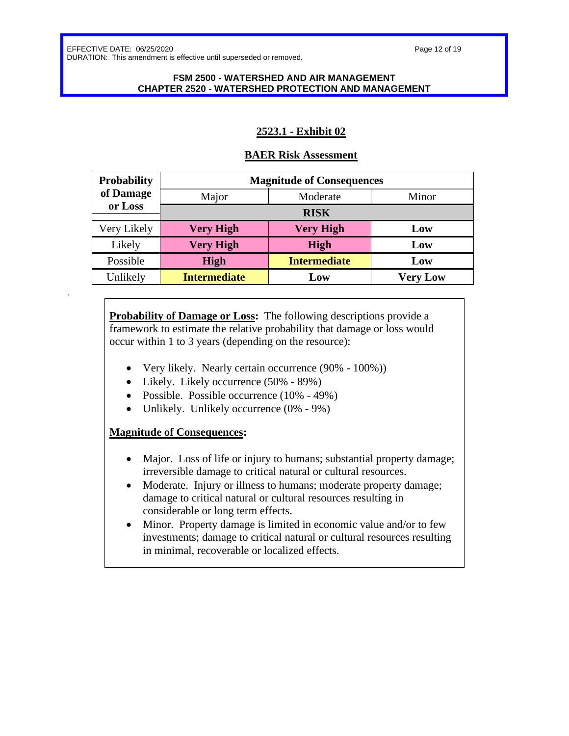## 2523.1 - Exhibit 02

## BAER Risk Assessment

| Probability of Damage or Loss | Magnitude of Consequences | | |
|---|---|---|---|
| | Major | Moderate | Minor |
| | RISK | | |
| Very Likely | **Very High** | **Very High** | **Low** |
| Likely | **Very High** | **High** | **Low** |
| Possible | **High** | **Intermediate** | **Low** |
| Unlikely | **Intermediate** | **Low** | **Very Low** |

**Probability of Damage or Loss:** The following descriptions provide a framework to estimate the relative probability that damage or loss would occur within 1 to 3 years (depending on the resource):

- Very likely. Nearly certain occurrence (90% - 100%))
- Likely. Likely occurrence (50% - 89%)
- Possible. Possible occurrence (10% - 49%)
- Unlikely. Unlikely occurrence (0% - 9%)

**Magnitude of Consequences:**

- Major. Loss of life or injury to humans; substantial property damage; irreversible damage to critical natural or cultural resources.
- Moderate. Injury or illness to humans; moderate property damage; damage to critical natural or cultural resources resulting in considerable or long term effects.
- Minor. Property damage is limited in economic value and/or to few investments; damage to critical natural or cultural resources resulting in minimal, recoverable or localized effects.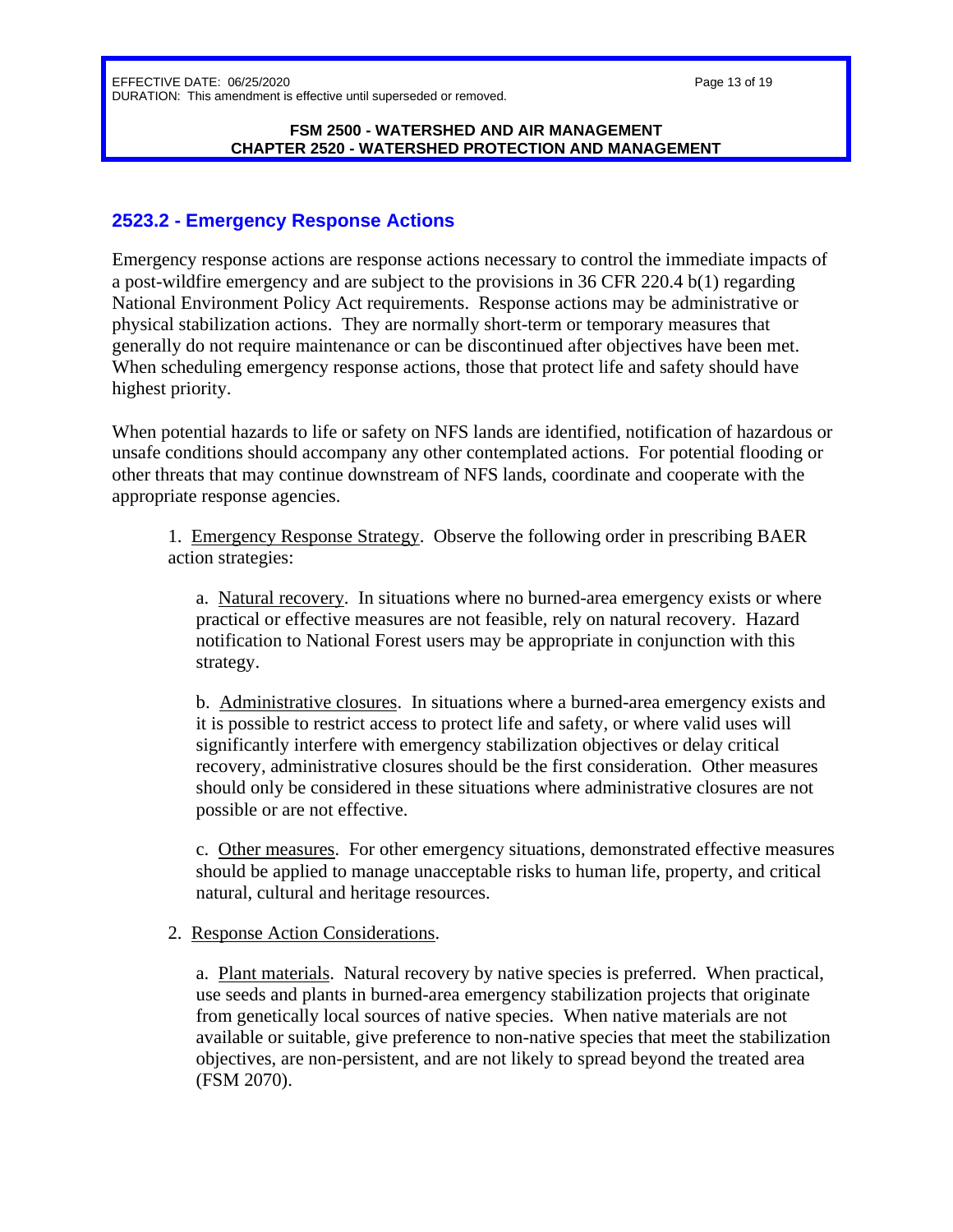## 2523.2 - Emergency Response Actions

Emergency response actions are response actions necessary to control the immediate impacts of a post-wildfire emergency and are subject to the provisions in 36 CFR 220.4 b(1) regarding National Environment Policy Act requirements. Response actions may be administrative or physical stabilization actions. They are normally short-term or temporary measures that generally do not require maintenance or can be discontinued after objectives have been met. When scheduling emergency response actions, those that protect life and safety should have highest priority.

When potential hazards to life or safety on NFS lands are identified, notification of hazardous or unsafe conditions should accompany any other contemplated actions. For potential flooding or other threats that may continue downstream of NFS lands, coordinate and cooperate with the appropriate response agencies.

1. Emergency Response Strategy. Observe the following order in prescribing BAER action strategies:

   a. Natural recovery. In situations where no burned-area emergency exists or where practical or effective measures are not feasible, rely on natural recovery. Hazard notification to National Forest users may be appropriate in conjunction with this strategy.

   b. Administrative closures. In situations where a burned-area emergency exists and it is possible to restrict access to protect life and safety, or where valid uses will significantly interfere with emergency stabilization objectives or delay critical recovery, administrative closures should be the first consideration. Other measures should only be considered in these situations where administrative closures are not possible or are not effective.

   c. Other measures. For other emergency situations, demonstrated effective measures should be applied to manage unacceptable risks to human life, property, and critical natural, cultural and heritage resources.

2. Response Action Considerations.

   a. Plant materials. Natural recovery by native species is preferred. When practical, use seeds and plants in burned-area emergency stabilization projects that originate from genetically local sources of native species. When native materials are not available or suitable, give preference to non-native species that meet the stabilization objectives, are non-persistent, and are not likely to spread beyond the treated area (FSM 2070).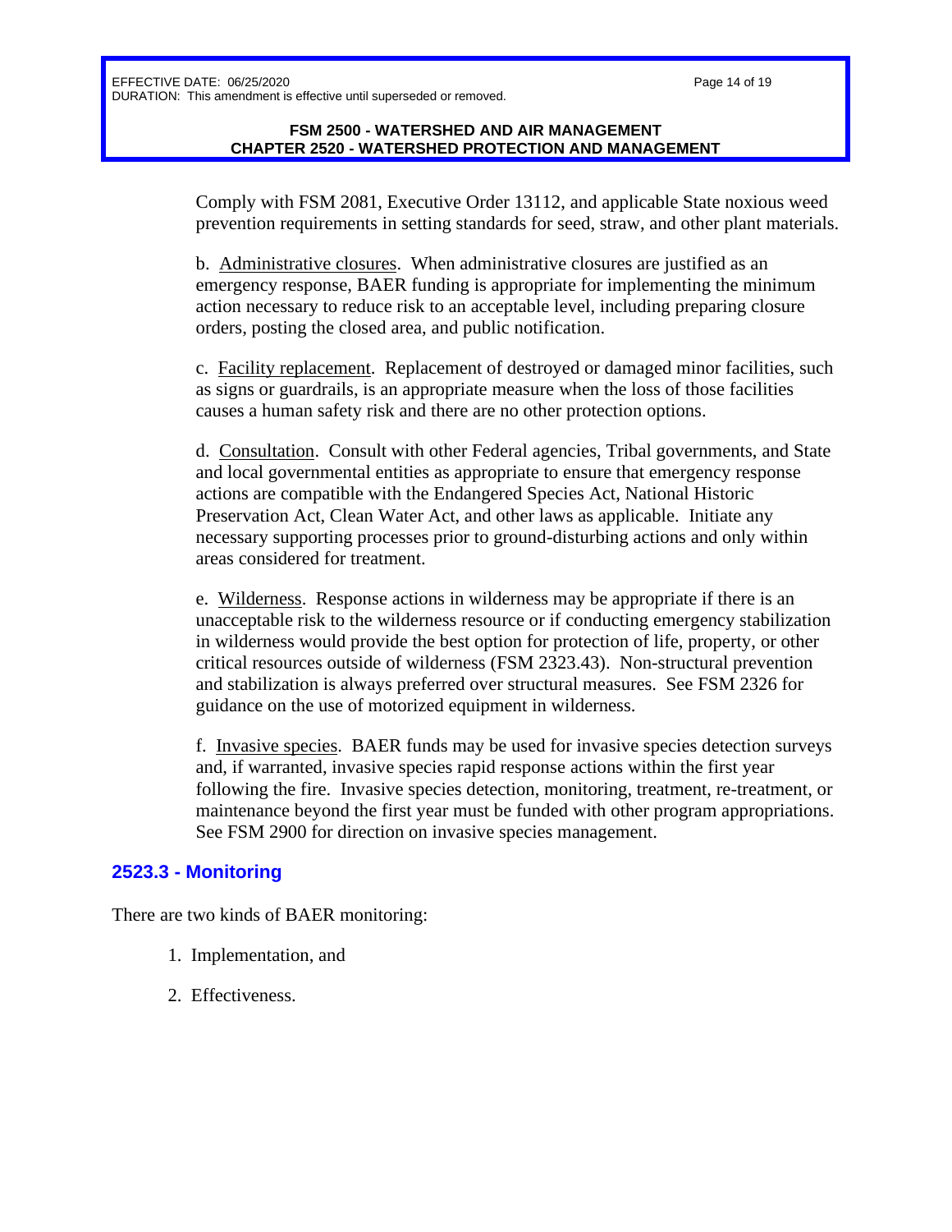Comply with FSM 2081, Executive Order 13112, and applicable State noxious weed prevention requirements in setting standards for seed, straw, and other plant materials.

b. Administrative closures. When administrative closures are justified as an emergency response, BAER funding is appropriate for implementing the minimum action necessary to reduce risk to an acceptable level, including preparing closure orders, posting the closed area, and public notification.

c. Facility replacement. Replacement of destroyed or damaged minor facilities, such as signs or guardrails, is an appropriate measure when the loss of those facilities causes a human safety risk and there are no other protection options.

d. Consultation. Consult with other Federal agencies, Tribal governments, and State and local governmental entities as appropriate to ensure that emergency response actions are compatible with the Endangered Species Act, National Historic Preservation Act, Clean Water Act, and other laws as applicable. Initiate any necessary supporting processes prior to ground-disturbing actions and only within areas considered for treatment.

e. Wilderness. Response actions in wilderness may be appropriate if there is an unacceptable risk to the wilderness resource or if conducting emergency stabilization in wilderness would provide the best option for protection of life, property, or other critical resources outside of wilderness (FSM 2323.43). Non-structural prevention and stabilization is always preferred over structural measures. See FSM 2326 for guidance on the use of motorized equipment in wilderness.

f. Invasive species. BAER funds may be used for invasive species detection surveys and, if warranted, invasive species rapid response actions within the first year following the fire. Invasive species detection, monitoring, treatment, re-treatment, or maintenance beyond the first year must be funded with other program appropriations. See FSM 2900 for direction on invasive species management.

## 2523.3 - Monitoring

There are two kinds of BAER monitoring:

1. Implementation, and
2. Effectiveness.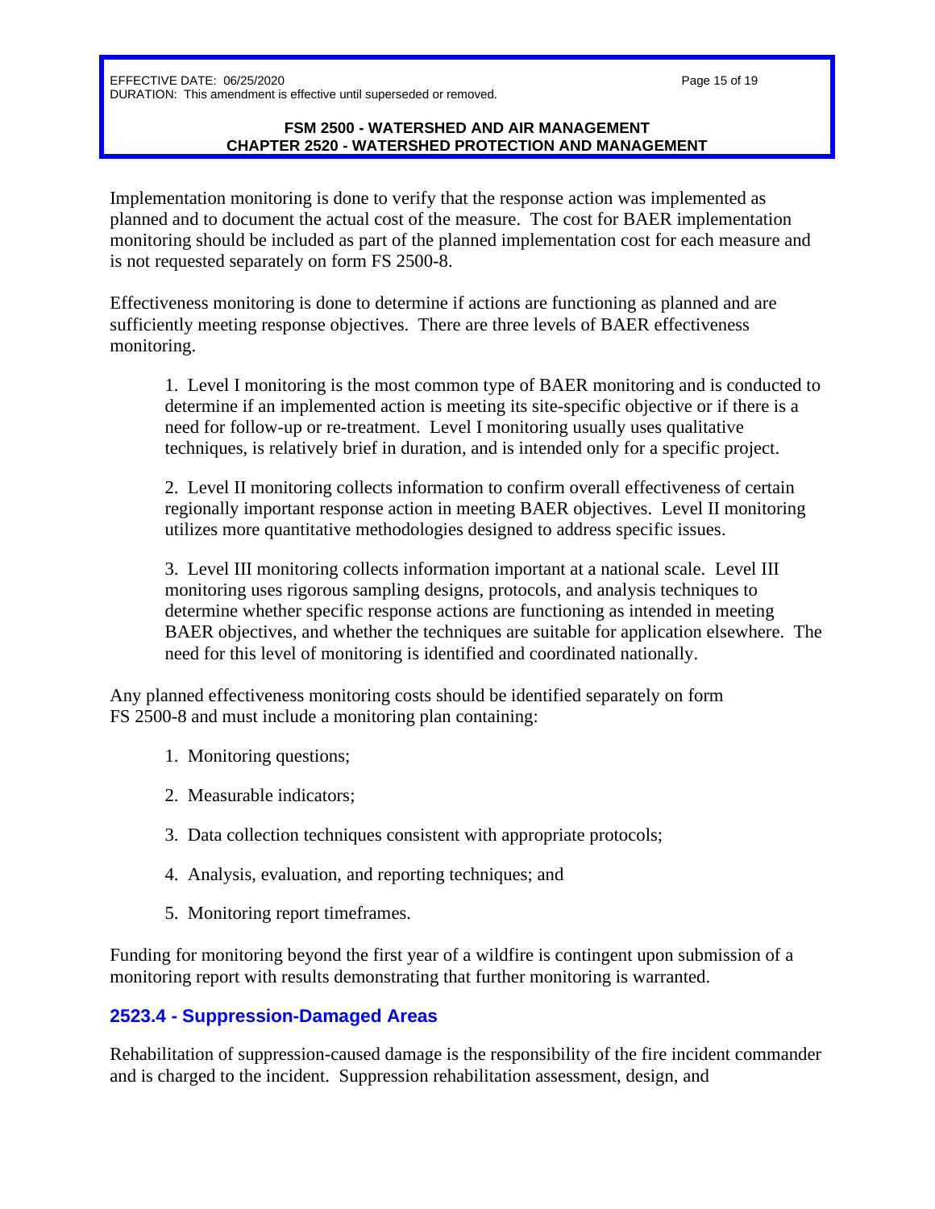Implementation monitoring is done to verify that the response action was implemented as planned and to document the actual cost of the measure. The cost for BAER implementation monitoring should be included as part of the planned implementation cost for each measure and is not requested separately on form FS 2500-8.

Effectiveness monitoring is done to determine if actions are functioning as planned and are sufficiently meeting response objectives. There are three levels of BAER effectiveness monitoring.

1. Level I monitoring is the most common type of BAER monitoring and is conducted to determine if an implemented action is meeting its site-specific objective or if there is a need for follow-up or re-treatment. Level I monitoring usually uses qualitative techniques, is relatively brief in duration, and is intended only for a specific project.

2. Level II monitoring collects information to confirm overall effectiveness of certain regionally important response action in meeting BAER objectives. Level II monitoring utilizes more quantitative methodologies designed to address specific issues.

3. Level III monitoring collects information important at a national scale. Level III monitoring uses rigorous sampling designs, protocols, and analysis techniques to determine whether specific response actions are functioning as intended in meeting BAER objectives, and whether the techniques are suitable for application elsewhere. The need for this level of monitoring is identified and coordinated nationally.

Any planned effectiveness monitoring costs should be identified separately on form FS 2500-8 and must include a monitoring plan containing:

1. Monitoring questions;

2. Measurable indicators;

3. Data collection techniques consistent with appropriate protocols;

4. Analysis, evaluation, and reporting techniques; and

5. Monitoring report timeframes.

Funding for monitoring beyond the first year of a wildfire is contingent upon submission of a monitoring report with results demonstrating that further monitoring is warranted.

## 2523.4 - Suppression-Damaged Areas

Rehabilitation of suppression-caused damage is the responsibility of the fire incident commander and is charged to the incident. Suppression rehabilitation assessment, design, and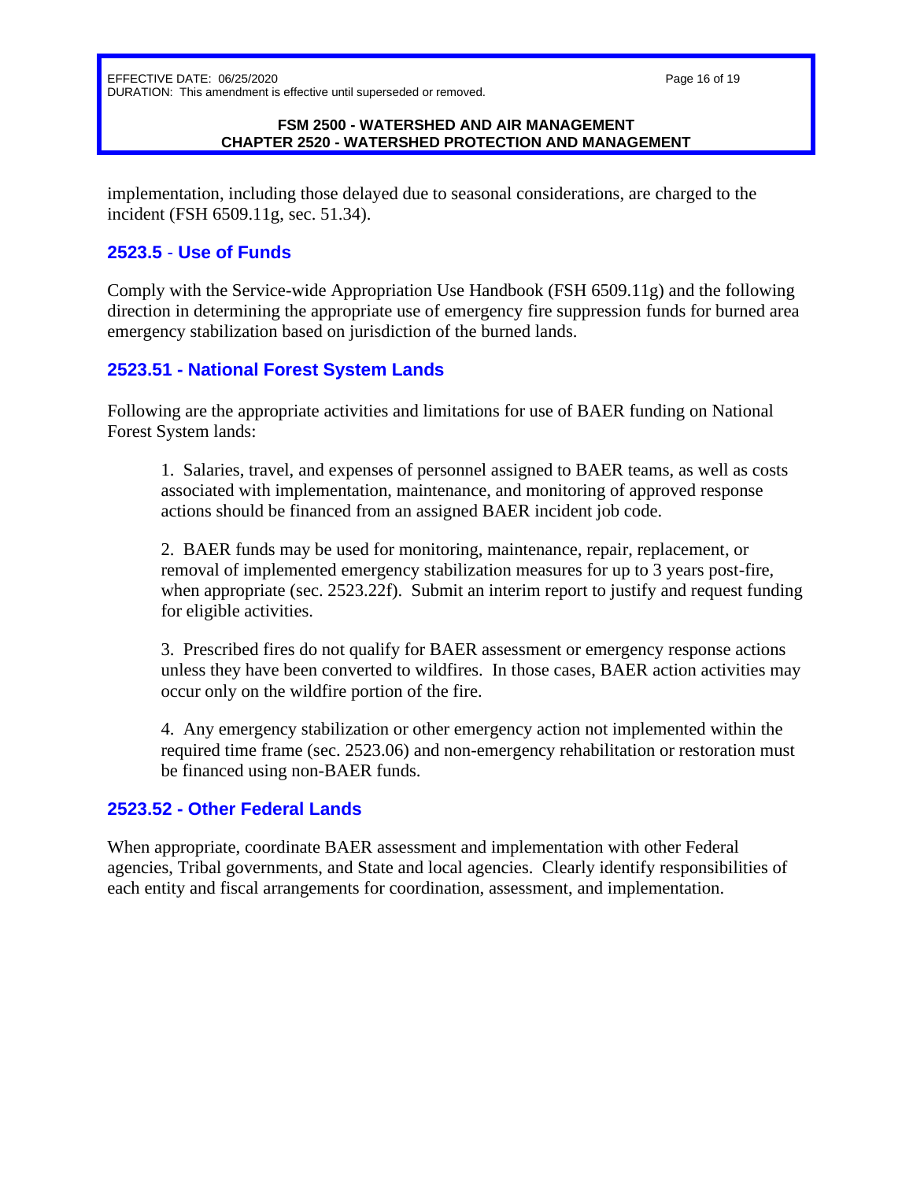implementation, including those delayed due to seasonal considerations, are charged to the incident (FSH 6509.11g, sec. 51.34).

## 2523.5 - Use of Funds

Comply with the Service-wide Appropriation Use Handbook (FSH 6509.11g) and the following direction in determining the appropriate use of emergency fire suppression funds for burned area emergency stabilization based on jurisdiction of the burned lands.

## 2523.51 - National Forest System Lands

Following are the appropriate activities and limitations for use of BAER funding on National Forest System lands:

1. Salaries, travel, and expenses of personnel assigned to BAER teams, as well as costs associated with implementation, maintenance, and monitoring of approved response actions should be financed from an assigned BAER incident job code.

2. BAER funds may be used for monitoring, maintenance, repair, replacement, or removal of implemented emergency stabilization measures for up to 3 years post-fire, when appropriate (sec. 2523.22f). Submit an interim report to justify and request funding for eligible activities.

3. Prescribed fires do not qualify for BAER assessment or emergency response actions unless they have been converted to wildfires. In those cases, BAER action activities may occur only on the wildfire portion of the fire.

4. Any emergency stabilization or other emergency action not implemented within the required time frame (sec. 2523.06) and non-emergency rehabilitation or restoration must be financed using non-BAER funds.

## 2523.52 - Other Federal Lands

When appropriate, coordinate BAER assessment and implementation with other Federal agencies, Tribal governments, and State and local agencies. Clearly identify responsibilities of each entity and fiscal arrangements for coordination, assessment, and implementation.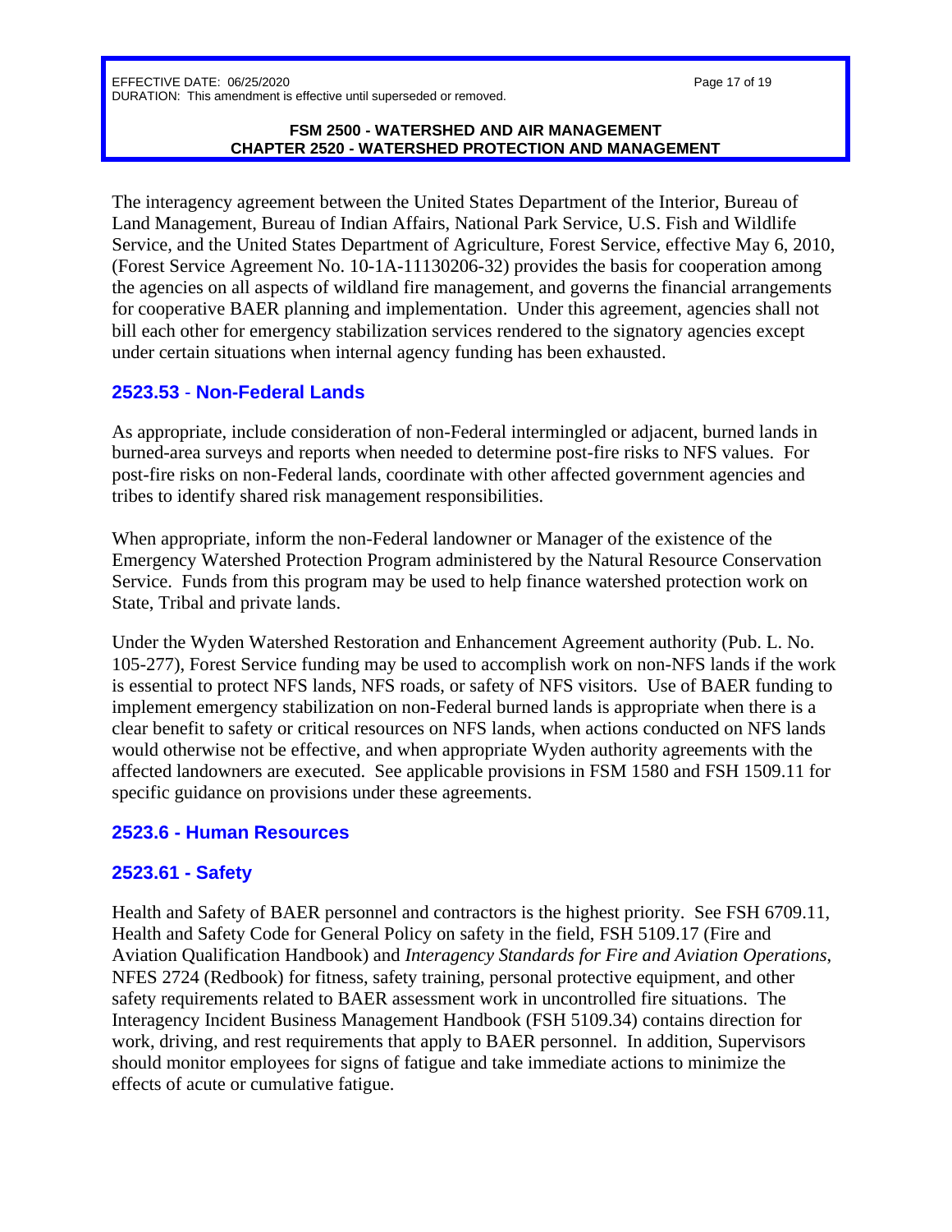The interagency agreement between the United States Department of the Interior, Bureau of Land Management, Bureau of Indian Affairs, National Park Service, U.S. Fish and Wildlife Service, and the United States Department of Agriculture, Forest Service, effective May 6, 2010, (Forest Service Agreement No. 10-1A-11130206-32) provides the basis for cooperation among the agencies on all aspects of wildland fire management, and governs the financial arrangements for cooperative BAER planning and implementation. Under this agreement, agencies shall not bill each other for emergency stabilization services rendered to the signatory agencies except under certain situations when internal agency funding has been exhausted.

### 2523.53 - Non-Federal Lands

As appropriate, include consideration of non-Federal intermingled or adjacent, burned lands in burned-area surveys and reports when needed to determine post-fire risks to NFS values. For post-fire risks on non-Federal lands, coordinate with other affected government agencies and tribes to identify shared risk management responsibilities.

When appropriate, inform the non-Federal landowner or Manager of the existence of the Emergency Watershed Protection Program administered by the Natural Resource Conservation Service. Funds from this program may be used to help finance watershed protection work on State, Tribal and private lands.

Under the Wyden Watershed Restoration and Enhancement Agreement authority (Pub. L. No. 105-277), Forest Service funding may be used to accomplish work on non-NFS lands if the work is essential to protect NFS lands, NFS roads, or safety of NFS visitors. Use of BAER funding to implement emergency stabilization on non-Federal burned lands is appropriate when there is a clear benefit to safety or critical resources on NFS lands, when actions conducted on NFS lands would otherwise not be effective, and when appropriate Wyden authority agreements with the affected landowners are executed. See applicable provisions in FSM 1580 and FSH 1509.11 for specific guidance on provisions under these agreements.

### 2523.6 - Human Resources

### 2523.61 - Safety

Health and Safety of BAER personnel and contractors is the highest priority. See FSH 6709.11, Health and Safety Code for General Policy on safety in the field, FSH 5109.17 (Fire and Aviation Qualification Handbook) and *Interagency Standards for Fire and Aviation Operations*, NFES 2724 (Redbook) for fitness, safety training, personal protective equipment, and other safety requirements related to BAER assessment work in uncontrolled fire situations. The Interagency Incident Business Management Handbook (FSH 5109.34) contains direction for work, driving, and rest requirements that apply to BAER personnel. In addition, Supervisors should monitor employees for signs of fatigue and take immediate actions to minimize the effects of acute or cumulative fatigue.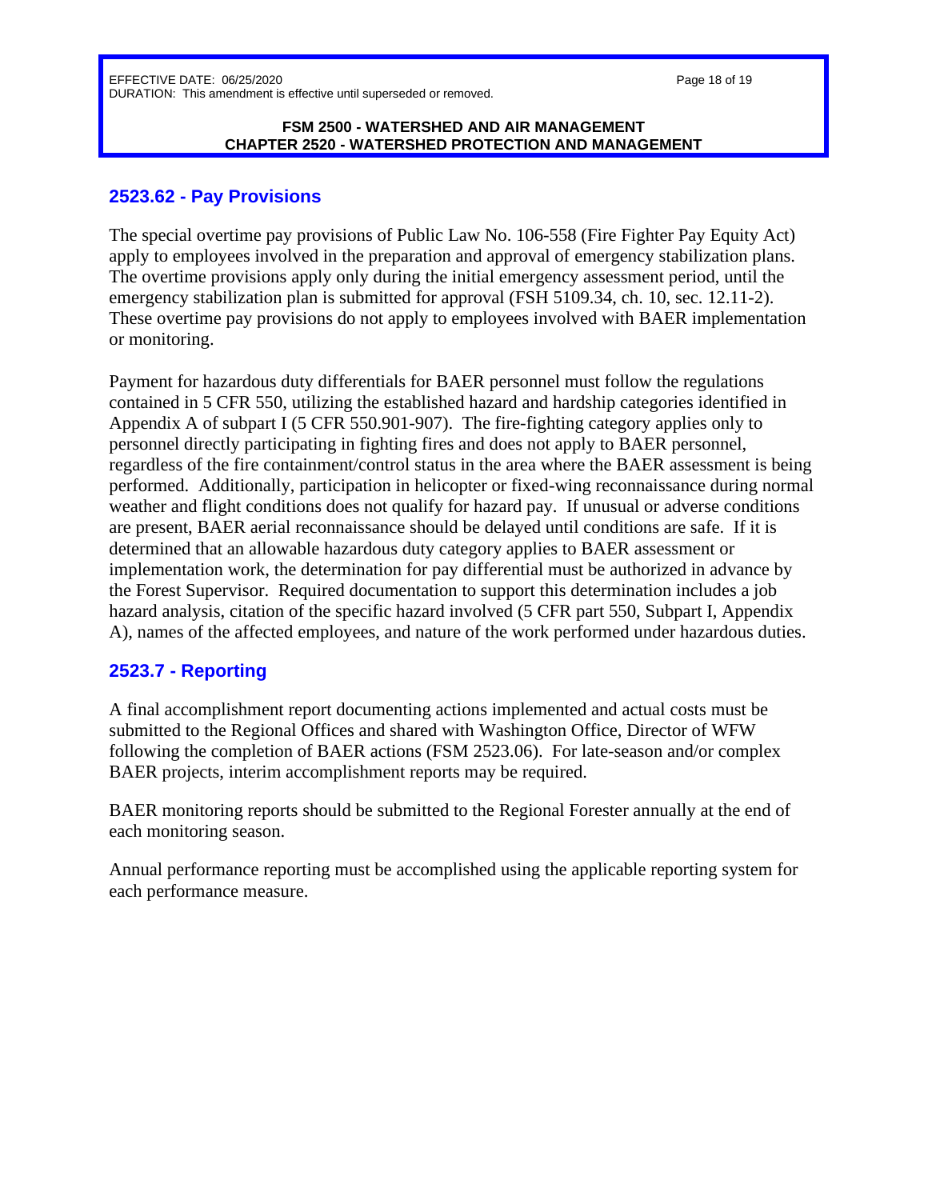## 2523.62 - Pay Provisions

The special overtime pay provisions of Public Law No. 106-558 (Fire Fighter Pay Equity Act) apply to employees involved in the preparation and approval of emergency stabilization plans. The overtime provisions apply only during the initial emergency assessment period, until the emergency stabilization plan is submitted for approval (FSH 5109.34, ch. 10, sec. 12.11-2). These overtime pay provisions do not apply to employees involved with BAER implementation or monitoring.

Payment for hazardous duty differentials for BAER personnel must follow the regulations contained in 5 CFR 550, utilizing the established hazard and hardship categories identified in Appendix A of subpart I (5 CFR 550.901-907). The fire-fighting category applies only to personnel directly participating in fighting fires and does not apply to BAER personnel, regardless of the fire containment/control status in the area where the BAER assessment is being performed. Additionally, participation in helicopter or fixed-wing reconnaissance during normal weather and flight conditions does not qualify for hazard pay. If unusual or adverse conditions are present, BAER aerial reconnaissance should be delayed until conditions are safe. If it is determined that an allowable hazardous duty category applies to BAER assessment or implementation work, the determination for pay differential must be authorized in advance by the Forest Supervisor. Required documentation to support this determination includes a job hazard analysis, citation of the specific hazard involved (5 CFR part 550, Subpart I, Appendix A), names of the affected employees, and nature of the work performed under hazardous duties.

## 2523.7 - Reporting

A final accomplishment report documenting actions implemented and actual costs must be submitted to the Regional Offices and shared with Washington Office, Director of WFW following the completion of BAER actions (FSM 2523.06). For late-season and/or complex BAER projects, interim accomplishment reports may be required.

BAER monitoring reports should be submitted to the Regional Forester annually at the end of each monitoring season.

Annual performance reporting must be accomplished using the applicable reporting system for each performance measure.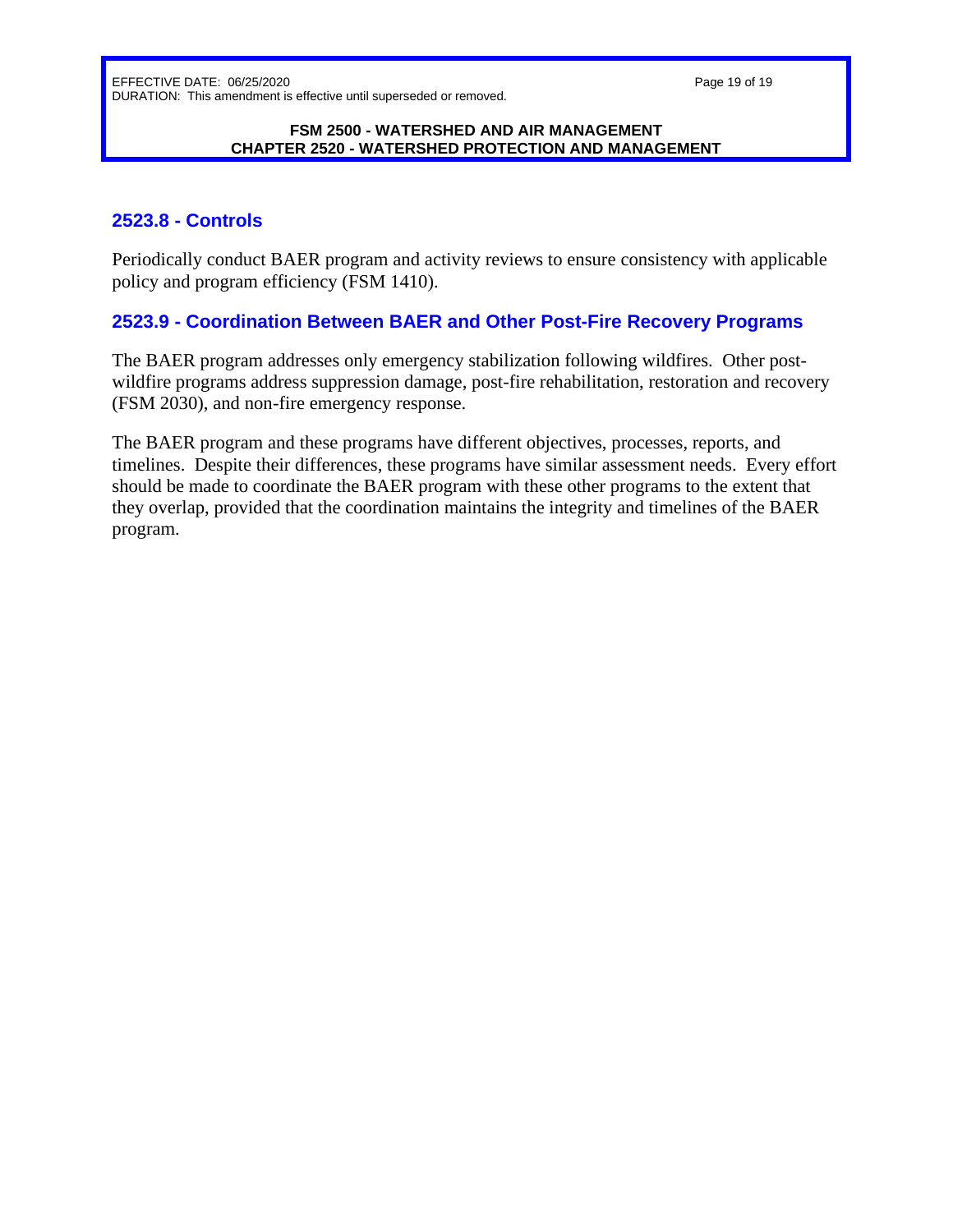## 2523.8 - Controls

Periodically conduct BAER program and activity reviews to ensure consistency with applicable policy and program efficiency (FSM 1410).

## 2523.9 - Coordination Between BAER and Other Post-Fire Recovery Programs

The BAER program addresses only emergency stabilization following wildfires. Other post-wildfire programs address suppression damage, post-fire rehabilitation, restoration and recovery (FSM 2030), and non-fire emergency response.

The BAER program and these programs have different objectives, processes, reports, and timelines. Despite their differences, these programs have similar assessment needs. Every effort should be made to coordinate the BAER program with these other programs to the extent that they overlap, provided that the coordination maintains the integrity and timelines of the BAER program.